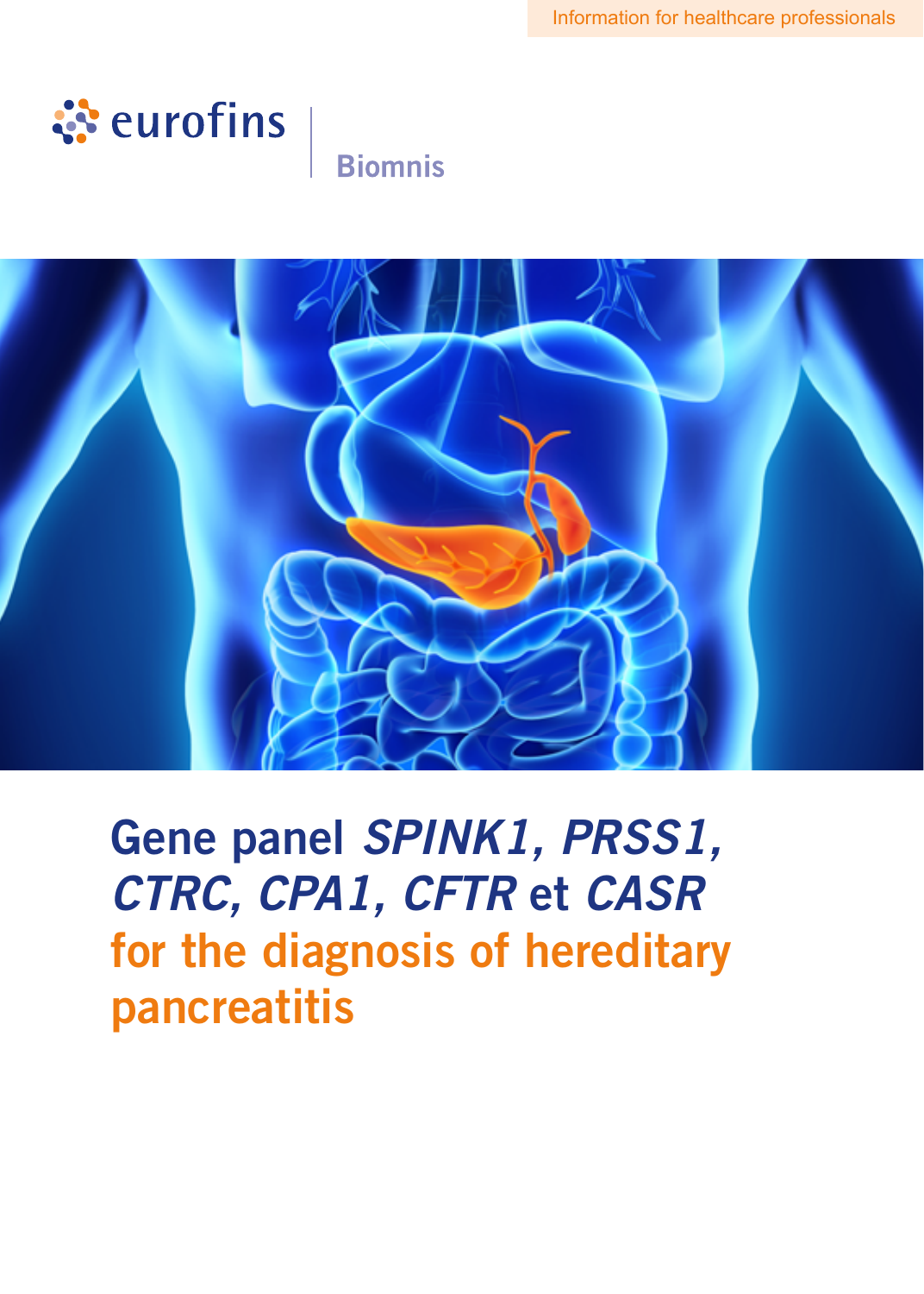Information for healthcare professionals

eurofins

Biomnis

# Gene panel *SPINK1, PRSS1, CTRC, CPA1, CFTR* et *CASR* for the diagnosis of hereditary pancreatitis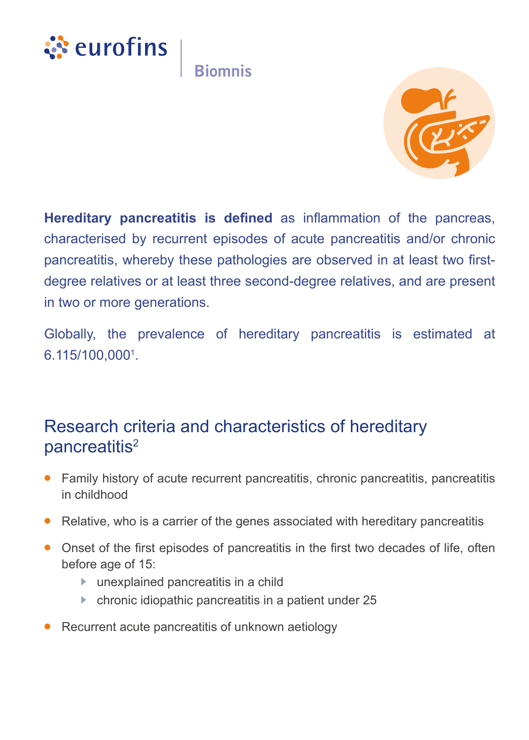**Hereditary pancreatitis is defined** as inflammation of the pancreas, characterised by recurrent episodes of acute pancreatitis and/or chronic pancreatitis, whereby these pathologies are observed in at least two first-degree relatives or at least three second-degree relatives, and are present in two or more generations.

Globally, the prevalence of hereditary pancreatitis is estimated at 6.115/100,000[1].

## Research criteria and characteristics of hereditary pancreatitis[2]

- Family history of acute recurrent pancreatitis, chronic pancreatitis, pancreatitis in childhood
- Relative, who is a carrier of the genes associated with hereditary pancreatitis
- Onset of the first episodes of pancreatitis in the first two decades of life, often before age of 15:
  - unexplained pancreatitis in a child
  - chronic idiopathic pancreatitis in a patient under 25
- Recurrent acute pancreatitis of unknown aetiology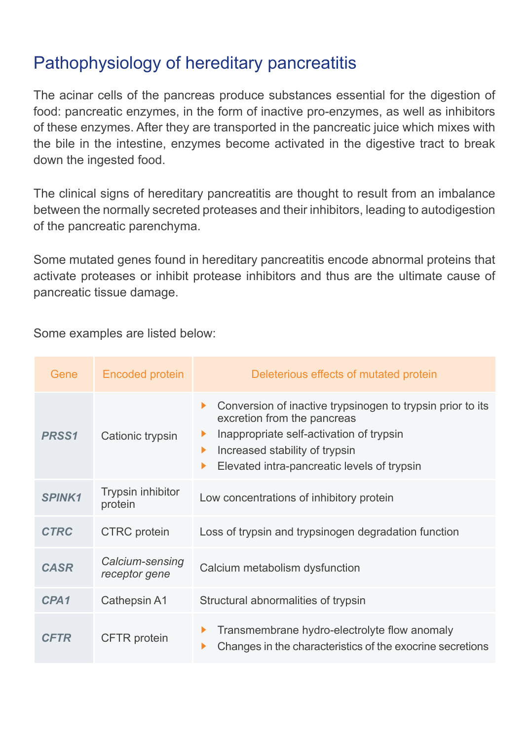# Pathophysiology of hereditary pancreatitis

The acinar cells of the pancreas produce substances essential for the digestion of food: pancreatic enzymes, in the form of inactive pro-enzymes, as well as inhibitors of these enzymes. After they are transported in the pancreatic juice which mixes with the bile in the intestine, enzymes become activated in the digestive tract to break down the ingested food.

The clinical signs of hereditary pancreatitis are thought to result from an imbalance between the normally secreted proteases and their inhibitors, leading to autodigestion of the pancreatic parenchyma.

Some mutated genes found in hereditary pancreatitis encode abnormal proteins that activate proteases or inhibit protease inhibitors and thus are the ultimate cause of pancreatic tissue damage.

Some examples are listed below:

| Gene | Encoded protein | Deleterious effects of mutated protein |
|---|---|---|
| ***PRSS1*** | Cationic trypsin | • Conversion of inactive trypsinogen to trypsin prior to its excretion from the pancreas<br>• Inappropriate self-activation of trypsin<br>• Increased stability of trypsin<br>• Elevated intra-pancreatic levels of trypsin |
| ***SPINK1*** | Trypsin inhibitor protein | Low concentrations of inhibitory protein |
| ***CTRC*** | CTRC protein | Loss of trypsin and trypsinogen degradation function |
| ***CASR*** | *Calcium-sensing receptor gene* | Calcium metabolism dysfunction |
| ***CPA1*** | Cathepsin A1 | Structural abnormalities of trypsin |
| ***CFTR*** | CFTR protein | • Transmembrane hydro-electrolyte flow anomaly<br>• Changes in the characteristics of the exocrine secretions |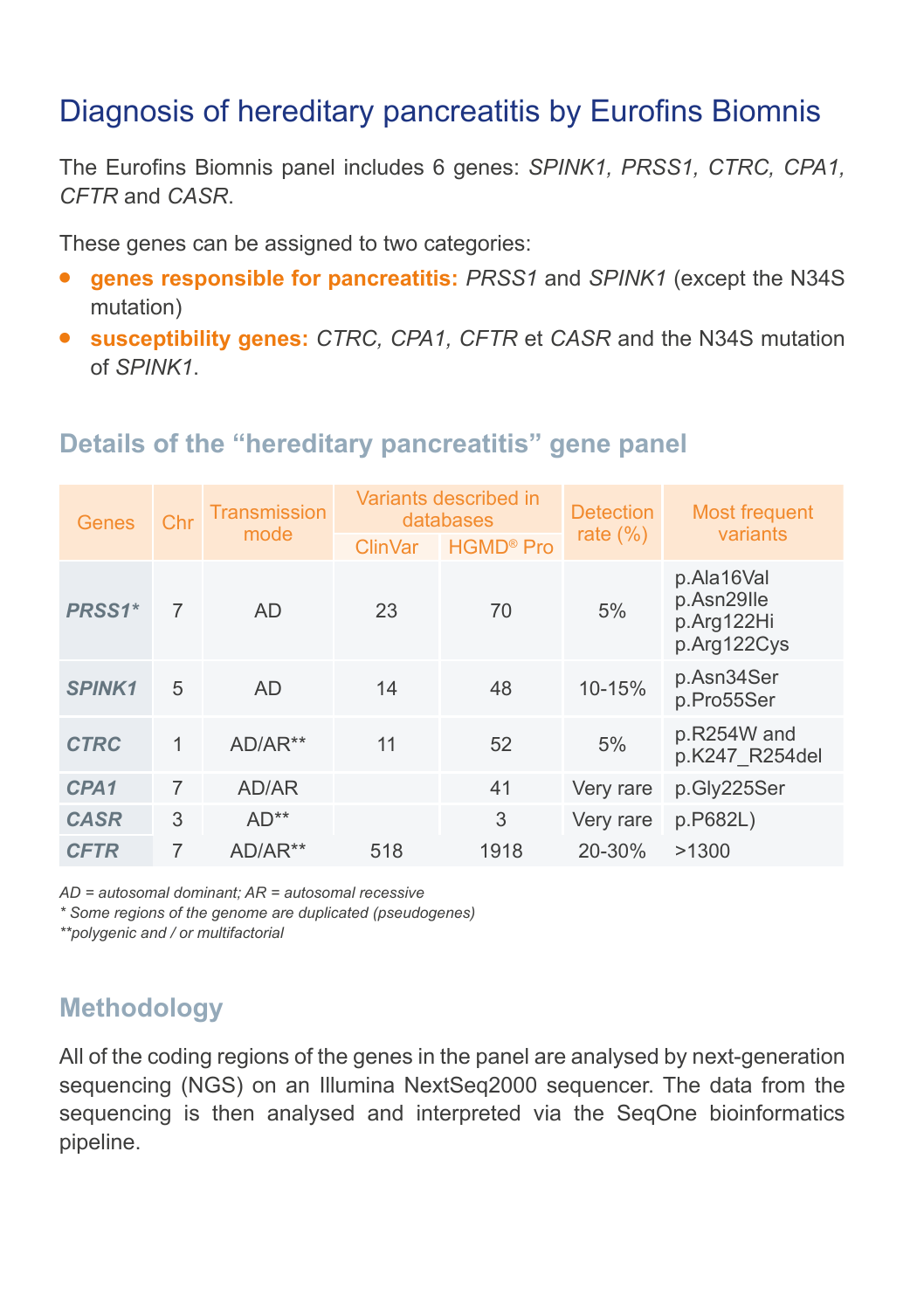# Diagnosis of hereditary pancreatitis by Eurofins Biomnis

The Eurofins Biomnis panel includes 6 genes: *SPINK1, PRSS1, CTRC, CPA1, CFTR* and *CASR*.

These genes can be assigned to two categories:

- **genes responsible for pancreatitis:** *PRSS1* and *SPINK1* (except the N34S mutation)
- **susceptibility genes:** *CTRC, CPA1, CFTR* et *CASR* and the N34S mutation of *SPINK1*.

## Details of the "hereditary pancreatitis" gene panel

| Genes | Chr | Transmission mode | Variants described in databases | | Detection rate (%) | Most frequent variants |
|---|---|---|---|---|---|---|
| | | | ClinVar | HGMD® Pro | | |
| ***PRSS1**** | 7 | AD | 23 | 70 | 5% | p.Ala16Val<br>p.Asn29Ile<br>p.Arg122Hi<br>p.Arg122Cys |
| ***SPINK1*** | 5 | AD | 14 | 48 | 10-15% | p.Asn34Ser<br>p.Pro55Ser |
| ***CTRC*** | 1 | AD/AR** | 11 | 52 | 5% | p.R254W and<br>p.K247_R254del |
| ***CPA1*** | 7 | AD/AR | | 41 | Very rare | p.Gly225Ser |
| ***CASR*** | 3 | AD** | | 3 | Very rare | p.P682L) |
| ***CFTR*** | 7 | AD/AR** | 518 | 1918 | 20-30% | >1300 |

*AD = autosomal dominant; AR = autosomal recessive*
*\* Some regions of the genome are duplicated (pseudogenes)*
*\*\*polygenic and / or multifactorial*

## Methodology

All of the coding regions of the genes in the panel are analysed by next-generation sequencing (NGS) on an Illumina NextSeq2000 sequencer. The data from the sequencing is then analysed and interpreted via the SeqOne bioinformatics pipeline.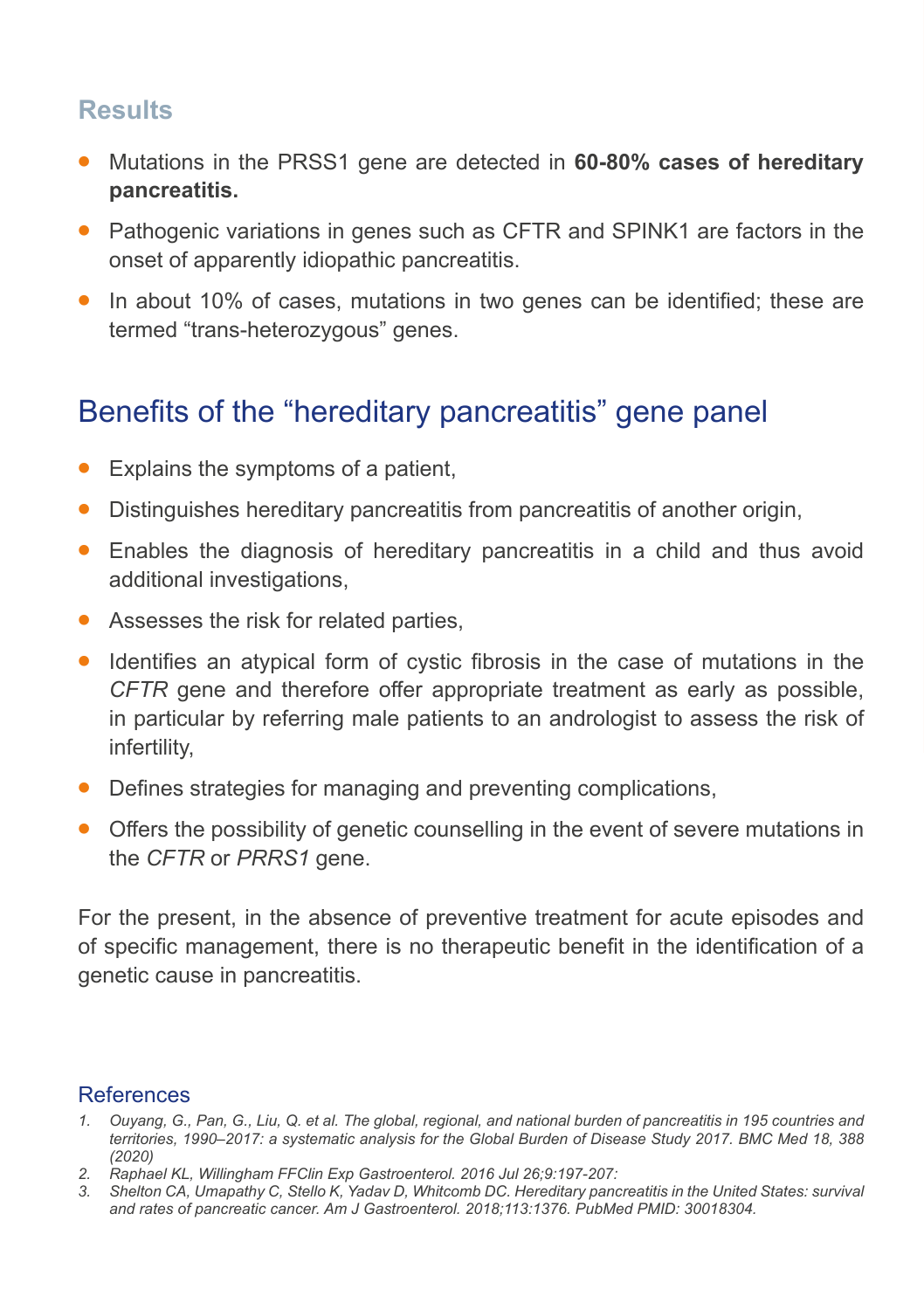## Results

- Mutations in the PRSS1 gene are detected in **60-80% cases of hereditary pancreatitis.**
- Pathogenic variations in genes such as CFTR and SPINK1 are factors in the onset of apparently idiopathic pancreatitis.
- In about 10% of cases, mutations in two genes can be identified; these are termed "trans-heterozygous" genes.

## Benefits of the "hereditary pancreatitis" gene panel

- Explains the symptoms of a patient,
- Distinguishes hereditary pancreatitis from pancreatitis of another origin,
- Enables the diagnosis of hereditary pancreatitis in a child and thus avoid additional investigations,
- Assesses the risk for related parties,
- Identifies an atypical form of cystic fibrosis in the case of mutations in the *CFTR* gene and therefore offer appropriate treatment as early as possible, in particular by referring male patients to an andrologist to assess the risk of infertility,
- Defines strategies for managing and preventing complications,
- Offers the possibility of genetic counselling in the event of severe mutations in the *CFTR* or *PRRS1* gene.

For the present, in the absence of preventive treatment for acute episodes and of specific management, there is no therapeutic benefit in the identification of a genetic cause in pancreatitis.

### References

1. *Ouyang, G., Pan, G., Liu, Q. et al. The global, regional, and national burden of pancreatitis in 195 countries and territories, 1990–2017: a systematic analysis for the Global Burden of Disease Study 2017. BMC Med 18, 388 (2020)*
2. *Raphael KL, Willingham FFClin Exp Gastroenterol. 2016 Jul 26;9:197-207:*
3. *Shelton CA, Umapathy C, Stello K, Yadav D, Whitcomb DC. Hereditary pancreatitis in the United States: survival and rates of pancreatic cancer. Am J Gastroenterol. 2018;113:1376. PubMed PMID: 30018304.*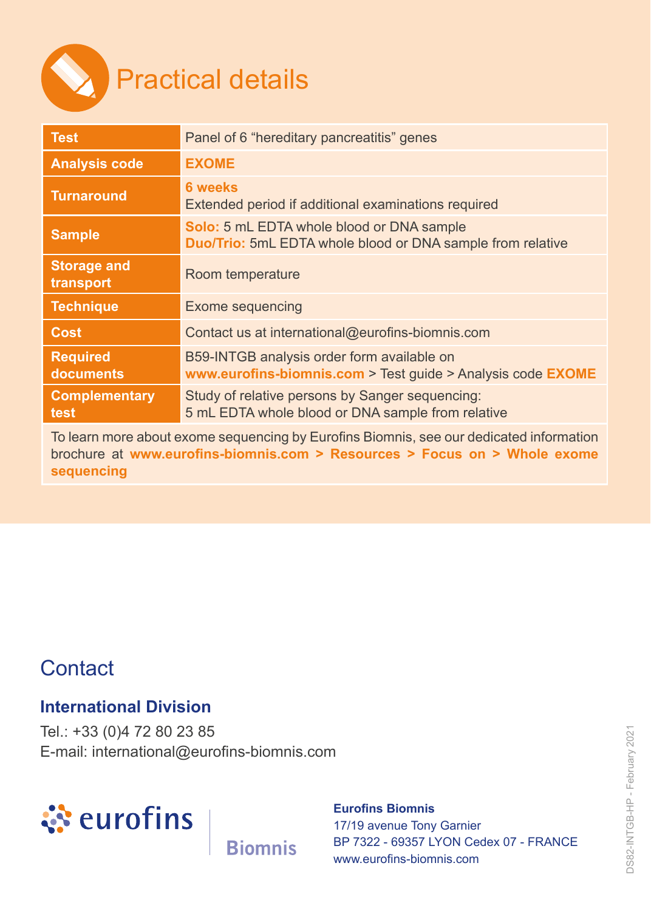# Practical details

| | |
|---|---|
| **Test** | Panel of 6 "hereditary pancreatitis" genes |
| **Analysis code** | **EXOME** |
| **Turnaround** | **6 weeks**<br>Extended period if additional examinations required |
| **Sample** | **Solo:** 5 mL EDTA whole blood or DNA sample<br>**Duo/Trio:** 5mL EDTA whole blood or DNA sample from relative |
| **Storage and transport** | Room temperature |
| **Technique** | Exome sequencing |
| **Cost** | Contact us at international@eurofins-biomnis.com |
| **Required documents** | B59-INTGB analysis order form available on **www.eurofins-biomnis.com** > Test guide > Analysis code **EXOME** |
| **Complementary test** | Study of relative persons by Sanger sequencing:<br>5 mL EDTA whole blood or DNA sample from relative |

To learn more about exome sequencing by Eurofins Biomnis, see our dedicated information brochure at **www.eurofins-biomnis.com > Resources > Focus on > Whole exome sequencing**

## Contact

### International Division

Tel.: +33 (0)4 72 80 23 85
E-mail: international@eurofins-biomnis.com

eurofins | Biomnis

**Eurofins Biomnis**
17/19 avenue Tony Garnier
BP 7322 - 69357 LYON Cedex 07 - FRANCE
www.eurofins-biomnis.com

DS82-INTGB-HP - February 2021